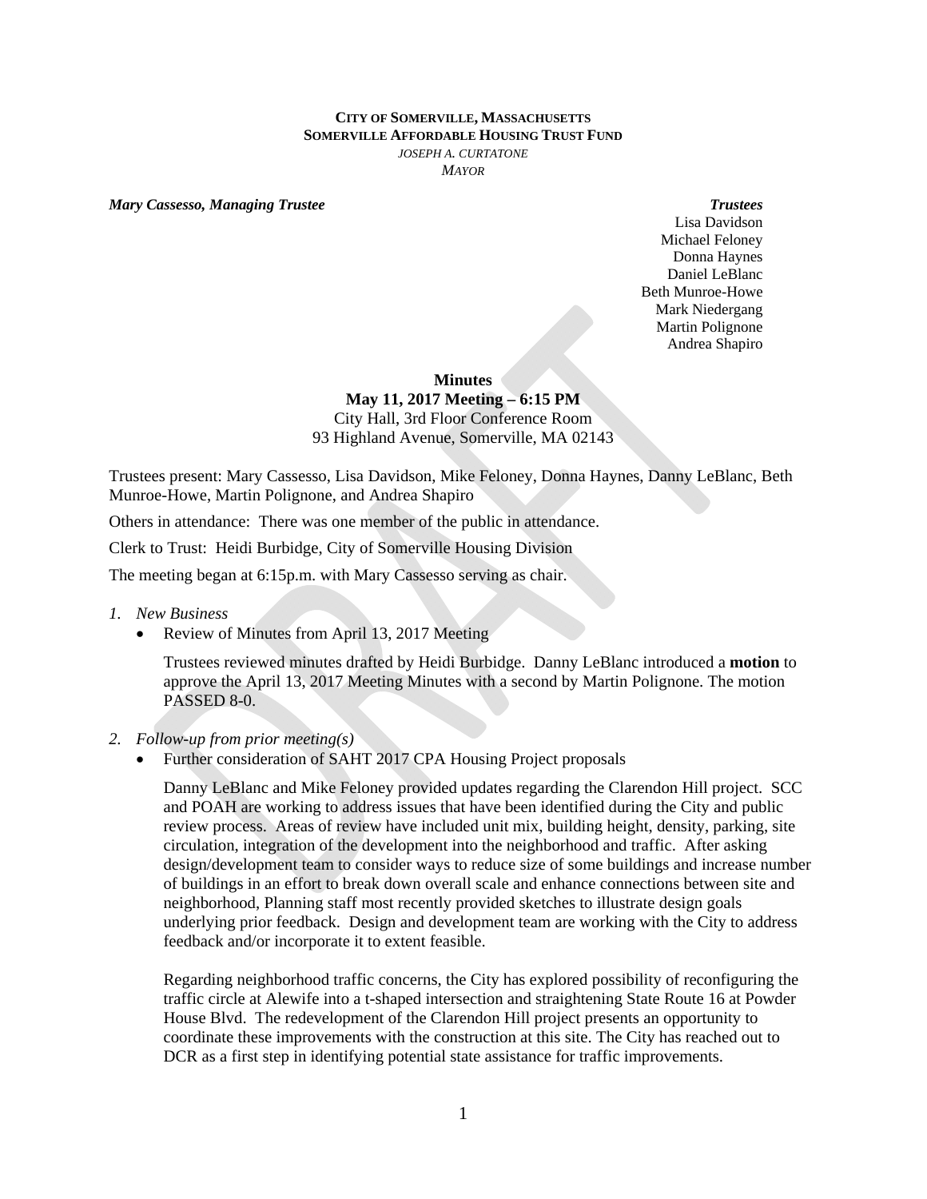**CITY OF SOMERVILLE, MASSACHUSETTS**
**SOMERVILLE AFFORDABLE HOUSING TRUST FUND**
*JOSEPH A. CURTATONE*
*MAYOR*

***Mary Cassesso, Managing Trustee***

***Trustees***
Lisa Davidson
Michael Feloney
Donna Haynes
Daniel LeBlanc
Beth Munroe-Howe
Mark Niedergang
Martin Polignone
Andrea Shapiro

**Minutes**
**May 11, 2017 Meeting – 6:15 PM**
City Hall, 3rd Floor Conference Room
93 Highland Avenue, Somerville, MA 02143

Trustees present: Mary Cassesso, Lisa Davidson, Mike Feloney, Donna Haynes, Danny LeBlanc, Beth Munroe-Howe, Martin Polignone, and Andrea Shapiro

Others in attendance: There was one member of the public in attendance.

Clerk to Trust: Heidi Burbidge, City of Somerville Housing Division

The meeting began at 6:15p.m. with Mary Cassesso serving as chair.

1. *New Business*
   - Review of Minutes from April 13, 2017 Meeting

     Trustees reviewed minutes drafted by Heidi Burbidge. Danny LeBlanc introduced a **motion** to approve the April 13, 2017 Meeting Minutes with a second by Martin Polignone. The motion PASSED 8-0.

2. *Follow-up from prior meeting(s)*
   - Further consideration of SAHT 2017 CPA Housing Project proposals

     Danny LeBlanc and Mike Feloney provided updates regarding the Clarendon Hill project. SCC and POAH are working to address issues that have been identified during the City and public review process. Areas of review have included unit mix, building height, density, parking, site circulation, integration of the development into the neighborhood and traffic. After asking design/development team to consider ways to reduce size of some buildings and increase number of buildings in an effort to break down overall scale and enhance connections between site and neighborhood, Planning staff most recently provided sketches to illustrate design goals underlying prior feedback. Design and development team are working with the City to address feedback and/or incorporate it to extent feasible.

     Regarding neighborhood traffic concerns, the City has explored possibility of reconfiguring the traffic circle at Alewife into a t-shaped intersection and straightening State Route 16 at Powder House Blvd. The redevelopment of the Clarendon Hill project presents an opportunity to coordinate these improvements with the construction at this site. The City has reached out to DCR as a first step in identifying potential state assistance for traffic improvements.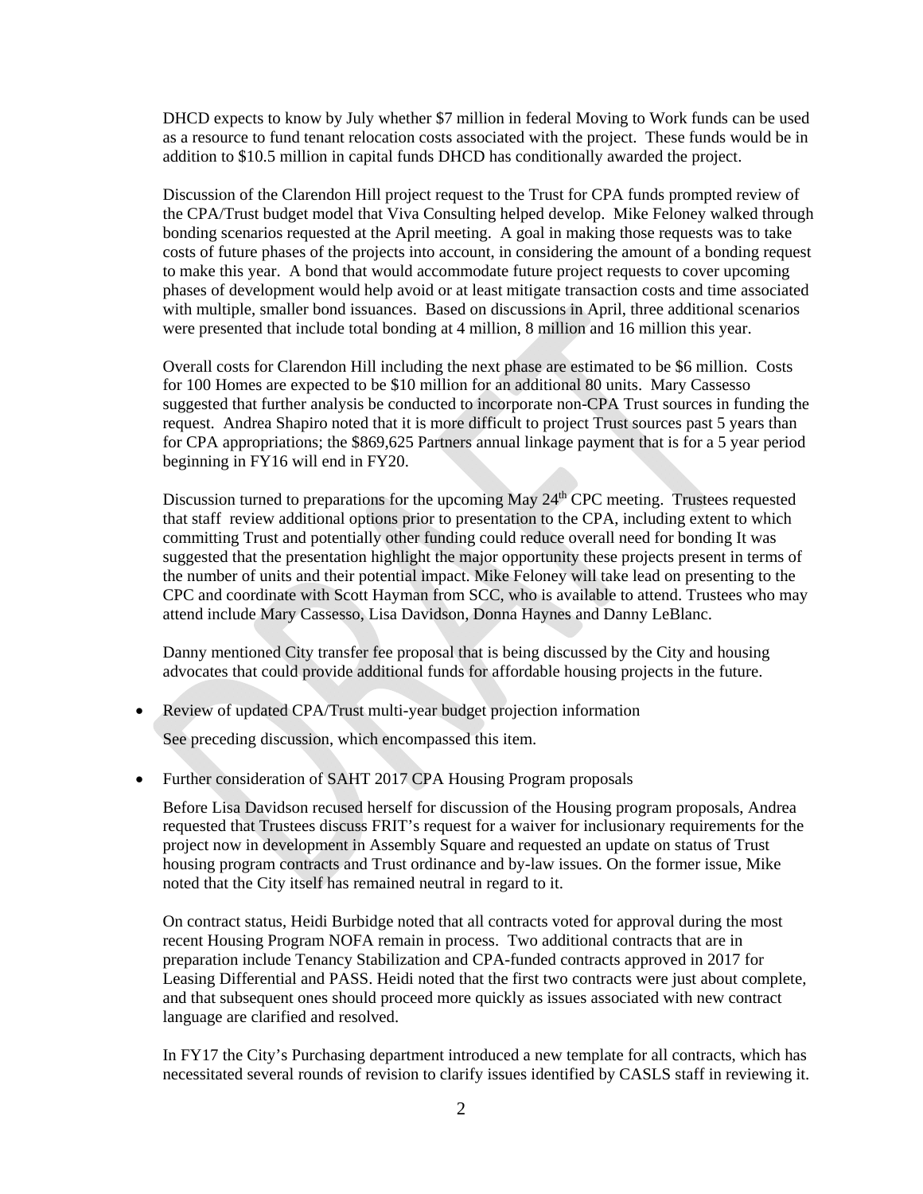DHCD expects to know by July whether $7 million in federal Moving to Work funds can be used as a resource to fund tenant relocation costs associated with the project. These funds would be in addition to $10.5 million in capital funds DHCD has conditionally awarded the project.

Discussion of the Clarendon Hill project request to the Trust for CPA funds prompted review of the CPA/Trust budget model that Viva Consulting helped develop. Mike Feloney walked through bonding scenarios requested at the April meeting. A goal in making those requests was to take costs of future phases of the projects into account, in considering the amount of a bonding request to make this year. A bond that would accommodate future project requests to cover upcoming phases of development would help avoid or at least mitigate transaction costs and time associated with multiple, smaller bond issuances. Based on discussions in April, three additional scenarios were presented that include total bonding at 4 million, 8 million and 16 million this year.

Overall costs for Clarendon Hill including the next phase are estimated to be $6 million. Costs for 100 Homes are expected to be $10 million for an additional 80 units. Mary Cassesso suggested that further analysis be conducted to incorporate non-CPA Trust sources in funding the request. Andrea Shapiro noted that it is more difficult to project Trust sources past 5 years than for CPA appropriations; the $869,625 Partners annual linkage payment that is for a 5 year period beginning in FY16 will end in FY20.

Discussion turned to preparations for the upcoming May 24th CPC meeting. Trustees requested that staff review additional options prior to presentation to the CPA, including extent to which committing Trust and potentially other funding could reduce overall need for bonding It was suggested that the presentation highlight the major opportunity these projects present in terms of the number of units and their potential impact. Mike Feloney will take lead on presenting to the CPC and coordinate with Scott Hayman from SCC, who is available to attend. Trustees who may attend include Mary Cassesso, Lisa Davidson, Donna Haynes and Danny LeBlanc.

Danny mentioned City transfer fee proposal that is being discussed by the City and housing advocates that could provide additional funds for affordable housing projects in the future.

- Review of updated CPA/Trust multi-year budget projection information

  See preceding discussion, which encompassed this item.

- Further consideration of SAHT 2017 CPA Housing Program proposals

  Before Lisa Davidson recused herself for discussion of the Housing program proposals, Andrea requested that Trustees discuss FRIT's request for a waiver for inclusionary requirements for the project now in development in Assembly Square and requested an update on status of Trust housing program contracts and Trust ordinance and by-law issues. On the former issue, Mike noted that the City itself has remained neutral in regard to it.

  On contract status, Heidi Burbidge noted that all contracts voted for approval during the most recent Housing Program NOFA remain in process. Two additional contracts that are in preparation include Tenancy Stabilization and CPA-funded contracts approved in 2017 for Leasing Differential and PASS. Heidi noted that the first two contracts were just about complete, and that subsequent ones should proceed more quickly as issues associated with new contract language are clarified and resolved.

  In FY17 the City's Purchasing department introduced a new template for all contracts, which has necessitated several rounds of revision to clarify issues identified by CASLS staff in reviewing it.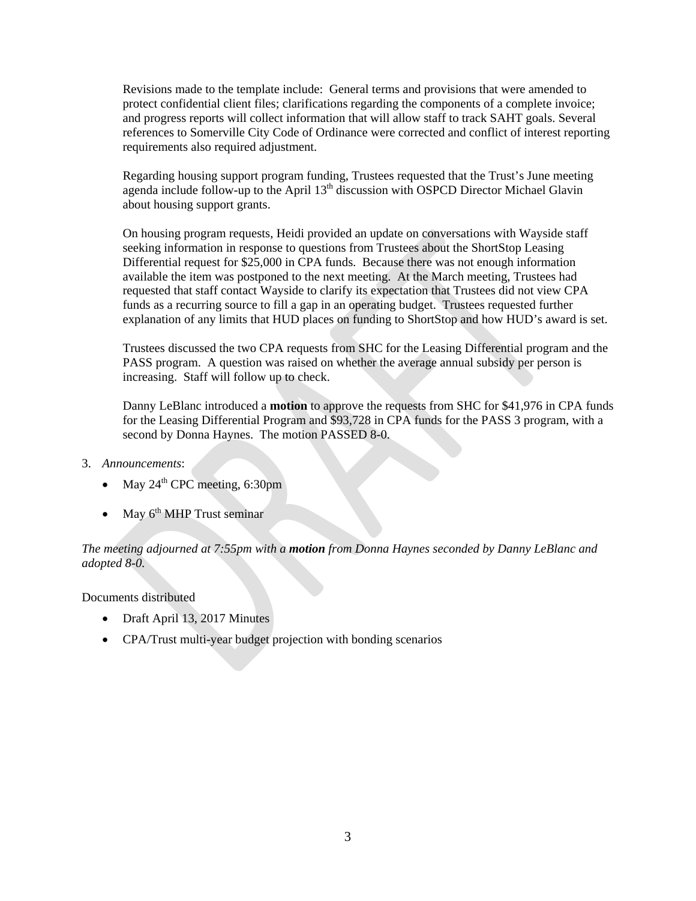Revisions made to the template include: General terms and provisions that were amended to protect confidential client files; clarifications regarding the components of a complete invoice; and progress reports will collect information that will allow staff to track SAHT goals. Several references to Somerville City Code of Ordinance were corrected and conflict of interest reporting requirements also required adjustment.

Regarding housing support program funding, Trustees requested that the Trust's June meeting agenda include follow-up to the April 13th discussion with OSPCD Director Michael Glavin about housing support grants.

On housing program requests, Heidi provided an update on conversations with Wayside staff seeking information in response to questions from Trustees about the ShortStop Leasing Differential request for $25,000 in CPA funds. Because there was not enough information available the item was postponed to the next meeting. At the March meeting, Trustees had requested that staff contact Wayside to clarify its expectation that Trustees did not view CPA funds as a recurring source to fill a gap in an operating budget. Trustees requested further explanation of any limits that HUD places on funding to ShortStop and how HUD's award is set.

Trustees discussed the two CPA requests from SHC for the Leasing Differential program and the PASS program. A question was raised on whether the average annual subsidy per person is increasing. Staff will follow up to check.

Danny LeBlanc introduced a **motion** to approve the requests from SHC for $41,976 in CPA funds for the Leasing Differential Program and $93,728 in CPA funds for the PASS 3 program, with a second by Donna Haynes. The motion PASSED 8-0.

3. *Announcements*:
   - May 24th CPC meeting, 6:30pm
   - May 6th MHP Trust seminar

*The meeting adjourned at 7:55pm with a **motion** from Donna Haynes seconded by Danny LeBlanc and adopted 8-0.*

Documents distributed

- Draft April 13, 2017 Minutes
- CPA/Trust multi-year budget projection with bonding scenarios